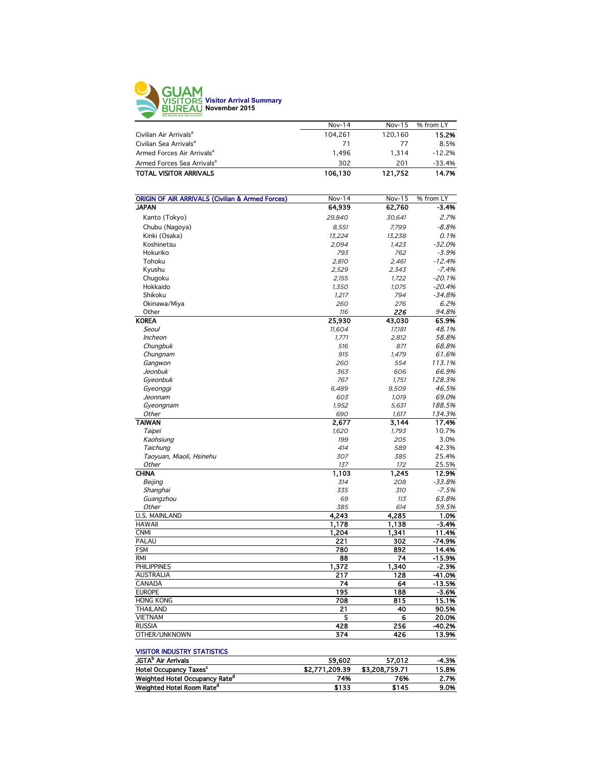# GUAM VISITORS BUREAU

## Visitor Arrival Summary
## November 2015

| | Nov-14 | Nov-15 | % from LY |
|---|---|---|---|
| Civilian Air Arrivals[a] | 104,261 | 120,160 | 15.2% |
| Civilian Sea Arrivals[a] | 71 | 77 | 8.5% |
| Armed Forces Air Arrivals[a] | 1,496 | 1,314 | -12.2% |
| Armed Forces Sea Arrivals[a] | 302 | 201 | -33.4% |
| **TOTAL VISITOR ARRIVALS** | **106,130** | **121,752** | **14.7%** |

| ORIGIN OF AIR ARRIVALS (Civilian & Armed Forces) | Nov-14 | Nov-15 | % from LY |
|---|---|---|---|
| **JAPAN** | **64,939** | **62,760** | **-3.4%** |
| Kanto (Tokyo) | *29,840* | *30,641* | *2.7%* |
| Chubu (Nagoya) | *8,551* | *7,799* | *-8.8%* |
| Kinki (Osaka) | *13,224* | *13,238* | *0.1%* |
| Koshinetsu | *2,094* | *1,423* | *-32.0%* |
| Hokuriko | *793* | *762* | *-3.9%* |
| Tohoku | *2,810* | *2,461* | *-12.4%* |
| Kyushu | *2,529* | *2,343* | *-7.4%* |
| Chugoku | *2,155* | *1,722* | *-20.1%* |
| Hokkaido | *1,350* | *1,075* | *-20.4%* |
| Shikoku | *1,217* | *794* | *-34.8%* |
| Okinawa/Miya | *260* | *276* | *6.2%* |
| Other | *116* | ***226*** | *94.8%* |
| **KOREA** | **25,930** | **43,030** | **65.9%** |
| *Seoul* | *11,604* | *17,181* | *48.1%* |
| *Incheon* | *1,771* | *2,812* | *58.8%* |
| *Chungbuk* | *516* | *871* | *68.8%* |
| *Chungnam* | *915* | *1,479* | *61.6%* |
| *Gangwon* | *260* | *554* | *113.1%* |
| *Jeonbuk* | *363* | *606* | *66.9%* |
| *Gyeonbuk* | *767* | *1,751* | *128.3%* |
| *Gyeonggi* | *6,489* | *9,509* | *46.5%* |
| *Jeonnam* | *603* | *1,019* | *69.0%* |
| *Gyeongnam* | *1,952* | *5,631* | *188.5%* |
| *Other* | *690* | *1,617* | *134.3%* |
| **TAIWAN** | **2,677** | **3,144** | **17.4%** |
| *Taipei* | *1,620* | *1,793* | 10.7% |
| *Kaohsiung* | *199* | *205* | 3.0% |
| *Taichung* | *414* | *589* | 42.3% |
| *Taoyuan, Miaoli, Hsinehu* | *307* | *385* | 25.4% |
| *Other* | *137* | *172* | 25.5% |
| **CHINA** | **1,103** | **1,245** | **12.9%** |
| *Beijing* | *314* | *208* | *-33.8%* |
| *Shanghai* | *335* | *310* | *-7.5%* |
| *Guangzhou* | *69* | *113* | *63.8%* |
| *Other* | *385* | *614* | *59.5%* |
| U.S. MAINLAND | **4,243** | **4,285** | **1.0%** |
| HAWAII | **1,178** | **1,138** | **-3.4%** |
| CNMI | **1,204** | **1,341** | **11.4%** |
| PALAU | **221** | **302** | **-74.9%** |
| FSM | **780** | **892** | **14.4%** |
| RMI | **88** | **74** | **-15.9%** |
| PHILIPPINES | **1,372** | **1,340** | **-2.3%** |
| AUSTRALIA | **217** | **128** | **-41.0%** |
| CANADA | **74** | **64** | **-13.5%** |
| EUROPE | **195** | **188** | **-3.6%** |
| HONG KONG | **708** | **815** | **15.1%** |
| THAILAND | **21** | **40** | **90.5%** |
| VIETNAM | **5** | **6** | **20.0%** |
| RUSSIA | **428** | **256** | **-40.2%** |
| OTHER/UNKNOWN | **374** | **426** | **13.9%** |

| VISITOR INDUSTRY STATISTICS | | | |
|---|---|---|---|
| **JGTA[b] Air Arrivals** | **59,602** | **57,012** | **-4.3%** |
| **Hotel Occupancy Taxes[c]** | **$2,771,209.39** | **$3,208,759.71** | **15.8%** |
| **Weighted Hotel Occupancy Rate[d]** | **74%** | **76%** | **2.7%** |
| **Weighted Hotel Room Rate[d]** | **$133** | **$145** | **9.0%** |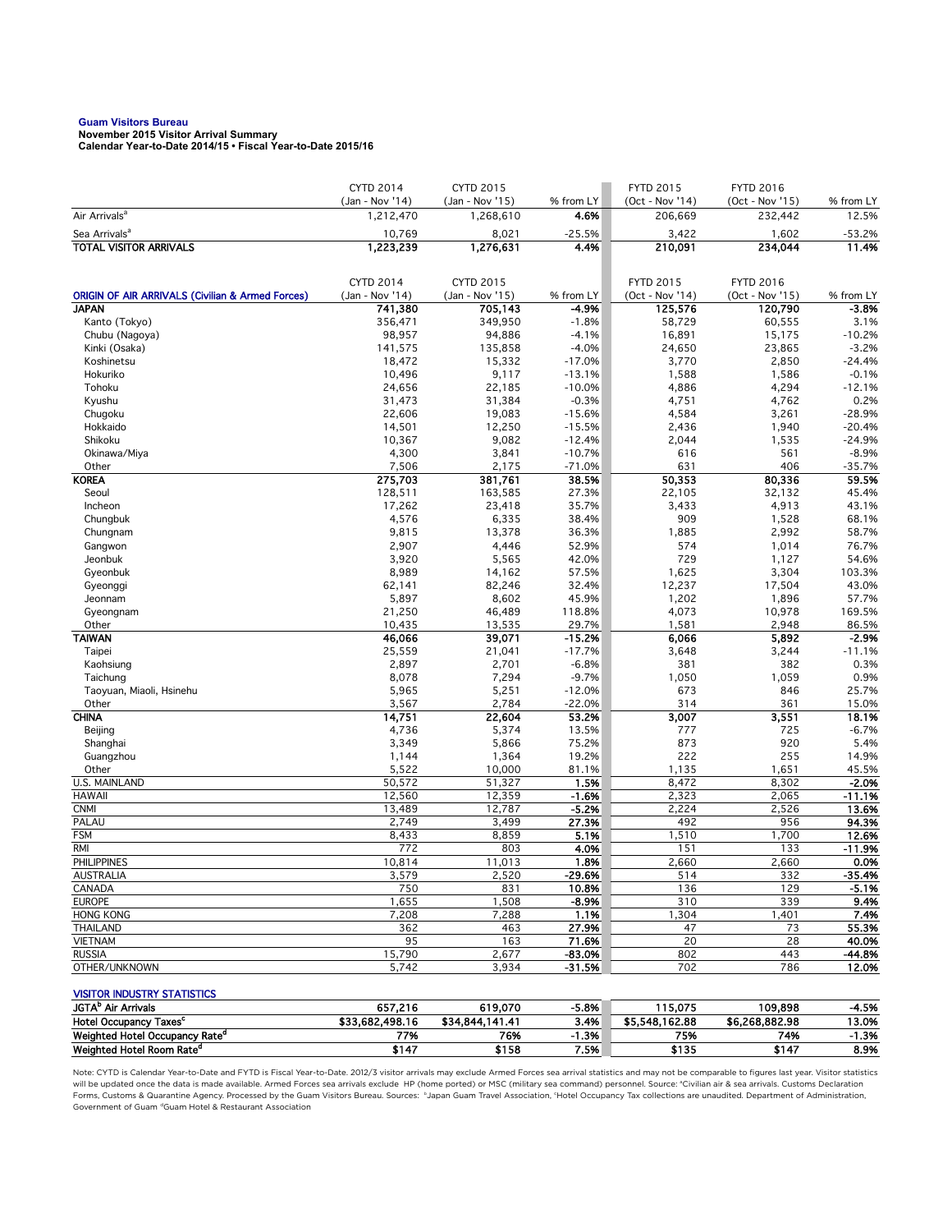**Guam Visitors Bureau**
**November 2015 Visitor Arrival Summary**
**Calendar Year-to-Date 2014/15 • Fiscal Year-to-Date 2015/16**

| | CYTD 2014 (Jan - Nov '14) | CYTD 2015 (Jan - Nov '15) | % from LY | FYTD 2015 (Oct - Nov '14) | FYTD 2016 (Oct - Nov '15) | % from LY |
|---|---|---|---|---|---|---|
| Air Arrivals[a] | 1,212,470 | 1,268,610 | 4.6% | 206,669 | 232,442 | 12.5% |
| Sea Arrivals[a] | 10,769 | 8,021 | -25.5% | 3,422 | 1,602 | -53.2% |
| **TOTAL VISITOR ARRIVALS** | **1,223,239** | **1,276,631** | **4.4%** | **210,091** | **234,044** | **11.4%** |

| ORIGIN OF AIR ARRIVALS (Civilian & Armed Forces) | CYTD 2014 (Jan - Nov '14) | CYTD 2015 (Jan - Nov '15) | % from LY | FYTD 2015 (Oct - Nov '14) | FYTD 2016 (Oct - Nov '15) | % from LY |
|---|---|---|---|---|---|---|
| **JAPAN** | **741,380** | **705,143** | **-4.9%** | **125,576** | **120,790** | **-3.8%** |
| Kanto (Tokyo) | 356,471 | 349,950 | -1.8% | 58,729 | 60,555 | 3.1% |
| Chubu (Nagoya) | 98,957 | 94,886 | -4.1% | 16,891 | 15,175 | -10.2% |
| Kinki (Osaka) | 141,575 | 135,858 | -4.0% | 24,650 | 23,865 | -3.2% |
| Koshinetsu | 18,472 | 15,332 | -17.0% | 3,770 | 2,850 | -24.4% |
| Hokuriko | 10,496 | 9,117 | -13.1% | 1,588 | 1,586 | -0.1% |
| Tohoku | 24,656 | 22,185 | -10.0% | 4,886 | 4,294 | -12.1% |
| Kyushu | 31,473 | 31,384 | -0.3% | 4,751 | 4,762 | 0.2% |
| Chugoku | 22,606 | 19,083 | -15.6% | 4,584 | 3,261 | -28.9% |
| Hokkaido | 14,501 | 12,250 | -15.5% | 2,436 | 1,940 | -20.4% |
| Shikoku | 10,367 | 9,082 | -12.4% | 2,044 | 1,535 | -24.9% |
| Okinawa/Miya | 4,300 | 3,841 | -10.7% | 616 | 561 | -8.9% |
| Other | 7,506 | 2,175 | -71.0% | 631 | 406 | -35.7% |
| **KOREA** | **275,703** | **381,761** | **38.5%** | **50,353** | **80,336** | **59.5%** |
| Seoul | 128,511 | 163,585 | 27.3% | 22,105 | 32,132 | 45.4% |
| Incheon | 17,262 | 23,418 | 35.7% | 3,433 | 4,913 | 43.1% |
| Chungbuk | 4,576 | 6,335 | 38.4% | 909 | 1,528 | 68.1% |
| Chungnam | 9,815 | 13,378 | 36.3% | 1,885 | 2,992 | 58.7% |
| Gangwon | 2,907 | 4,446 | 52.9% | 574 | 1,014 | 76.7% |
| Jeonbuk | 3,920 | 5,565 | 42.0% | 729 | 1,127 | 54.6% |
| Gyeonbuk | 8,989 | 14,162 | 57.5% | 1,625 | 3,304 | 103.3% |
| Gyeonggi | 62,141 | 82,246 | 32.4% | 12,237 | 17,504 | 43.0% |
| Jeonnam | 5,897 | 8,602 | 45.9% | 1,202 | 1,896 | 57.7% |
| Gyeongnam | 21,250 | 46,489 | 118.8% | 4,073 | 10,978 | 169.5% |
| Other | 10,435 | 13,535 | 29.7% | 1,581 | 2,948 | 86.5% |
| **TAIWAN** | **46,066** | **39,071** | **-15.2%** | **6,066** | **5,892** | **-2.9%** |
| Taipei | 25,559 | 21,041 | -17.7% | 3,648 | 3,244 | -11.1% |
| Kaohsiung | 2,897 | 2,701 | -6.8% | 381 | 382 | 0.3% |
| Taichung | 8,078 | 7,294 | -9.7% | 1,050 | 1,059 | 0.9% |
| Taoyuan, Miaoli, Hsinehu | 5,965 | 5,251 | -12.0% | 673 | 846 | 25.7% |
| Other | 3,567 | 2,784 | -22.0% | 314 | 361 | 15.0% |
| **CHINA** | **14,751** | **22,604** | **53.2%** | **3,007** | **3,551** | **18.1%** |
| Beijing | 4,736 | 5,374 | 13.5% | 777 | 725 | -6.7% |
| Shanghai | 3,349 | 5,866 | 75.2% | 873 | 920 | 5.4% |
| Guangzhou | 1,144 | 1,364 | 19.2% | 222 | 255 | 14.9% |
| Other | 5,522 | 10,000 | 81.1% | 1,135 | 1,651 | 45.5% |
| U.S. MAINLAND | 50,572 | 51,327 | **1.5%** | 8,472 | 8,302 | **-2.0%** |
| HAWAII | 12,560 | 12,359 | **-1.6%** | 2,323 | 2,065 | **-11.1%** |
| CNMI | 13,489 | 12,787 | **-5.2%** | 2,224 | 2,526 | **13.6%** |
| PALAU | 2,749 | 3,499 | **27.3%** | 492 | 956 | **94.3%** |
| FSM | 8,433 | 8,859 | **5.1%** | 1,510 | 1,700 | **12.6%** |
| RMI | 772 | 803 | **4.0%** | 151 | 133 | **-11.9%** |
| PHILIPPINES | 10,814 | 11,013 | **1.8%** | 2,660 | 2,660 | **0.0%** |
| AUSTRALIA | 3,579 | 2,520 | **-29.6%** | 514 | 332 | **-35.4%** |
| CANADA | 750 | 831 | **10.8%** | 136 | 129 | **-5.1%** |
| EUROPE | 1,655 | 1,508 | **-8.9%** | 310 | 339 | **9.4%** |
| HONG KONG | 7,208 | 7,288 | **1.1%** | 1,304 | 1,401 | **7.4%** |
| THAILAND | 362 | 463 | **27.9%** | 47 | 73 | **55.3%** |
| VIETNAM | 95 | 163 | **71.6%** | 20 | 28 | **40.0%** |
| RUSSIA | 15,790 | 2,677 | **-83.0%** | 802 | 443 | **-44.8%** |
| OTHER/UNKNOWN | 5,742 | 3,934 | **-31.5%** | 702 | 786 | **12.0%** |

| VISITOR INDUSTRY STATISTICS | | | | | | |
|---|---|---|---|---|---|---|
| **JGTA[b] Air Arrivals** | **657,216** | **619,070** | **-5.8%** | **115,075** | **109,898** | **-4.5%** |
| **Hotel Occupancy Taxes[c]** | **$33,682,498.16** | **$34,844,141.41** | **3.4%** | **$5,548,162.88** | **$6,268,882.98** | **13.0%** |
| **Weighted Hotel Occupancy Rate[d]** | **77%** | **76%** | **-1.3%** | **75%** | **74%** | **-1.3%** |
| **Weighted Hotel Room Rate[d]** | **$147** | **$158** | **7.5%** | **$135** | **$147** | **8.9%** |

Note: CYTD is Calendar Year-to-Date and FYTD is Fiscal Year-to-Date. 2012/3 visitor arrivals may exclude Armed Forces sea arrival statistics and may not be comparable to figures last year. Visitor statistics will be updated once the data is made available. Armed Forces sea arrivals exclude HP (home ported) or MSC (military sea command) personnel. Source: [a]Civilian air & sea arrivals. Customs Declaration Forms, Customs & Quarantine Agency. Processed by the Guam Visitors Bureau. Sources: [b]Japan Guam Travel Association, [c]Hotel Occupancy Tax collections are unaudited. Department of Administration, Government of Guam [d]Guam Hotel & Restaurant Association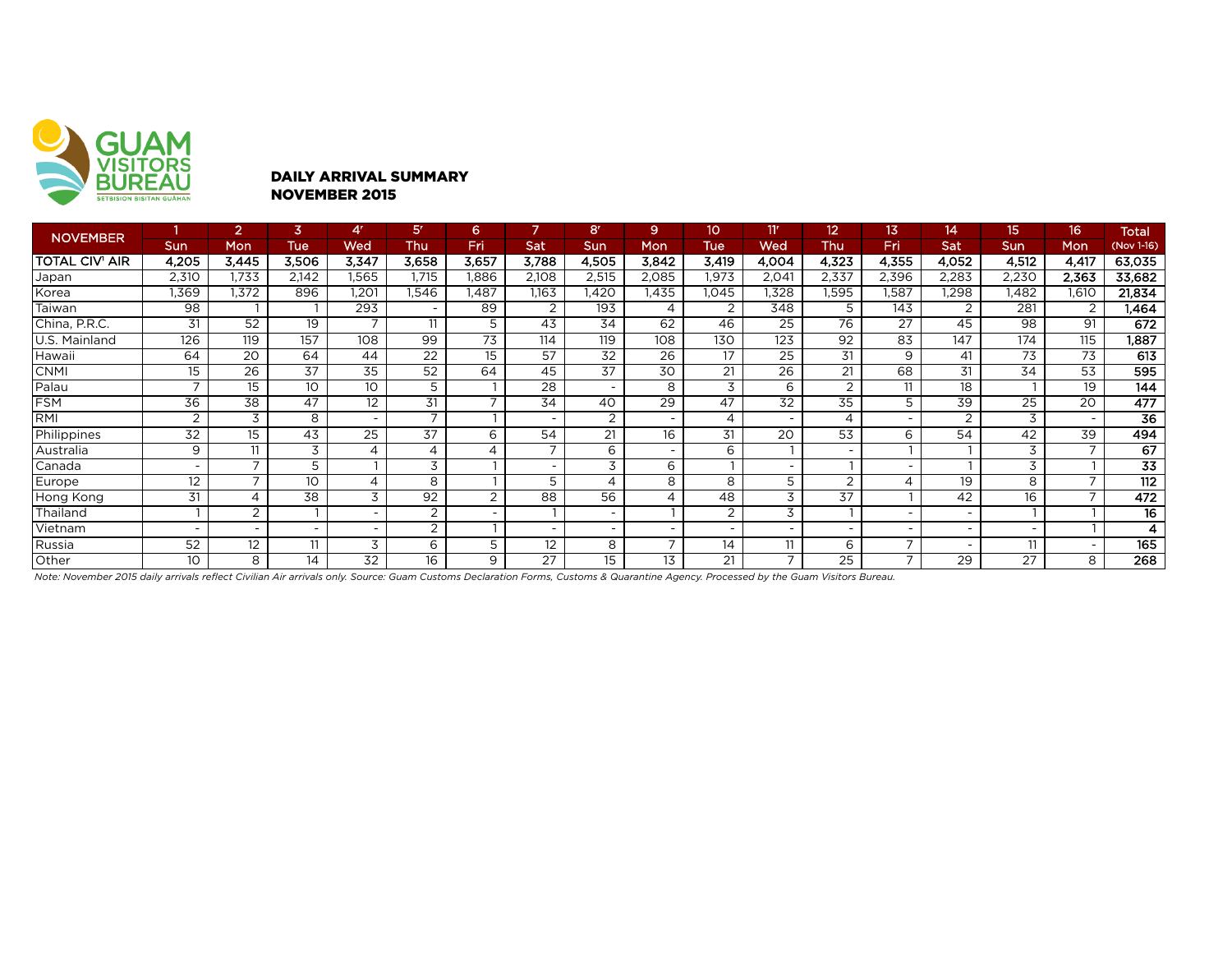GUAM VISITORS BUREAU
SETBISION BISITAN GUÅHAN

**DAILY ARRIVAL SUMMARY**
**NOVEMBER 2015**

| NOVEMBER | 1 | 2 | 3 | 4r | 5r | 6 | 7 | 8r | 9 | 10 | 11r | 12 | 13 | 14 | 15 | 16 | Total |
|---|---|---|---|---|---|---|---|---|---|---|---|---|---|---|---|---|---|
| | Sun | Mon | Tue | Wed | Thu | Fri | Sat | Sun | Mon | Tue | Wed | Thu | Fri | Sat | Sun | Mon | (Nov 1-16) |
| **TOTAL CIV[1] AIR** | **4,205** | **3,445** | **3,506** | **3,347** | **3,658** | **3,657** | **3,788** | **4,505** | **3,842** | **3,419** | **4,004** | **4,323** | **4,355** | **4,052** | **4,512** | **4,417** | **63,035** |
| Japan | 2,310 | 1,733 | 2,142 | 1,565 | 1,715 | 1,886 | 2,108 | 2,515 | 2,085 | 1,973 | 2,041 | 2,337 | 2,396 | 2,283 | 2,230 | **2,363** | **33,682** |
| Korea | 1,369 | 1,372 | 896 | 1,201 | 1,546 | 1,487 | 1,163 | 1,420 | 1,435 | 1,045 | 1,328 | 1,595 | 1,587 | 1,298 | 1,482 | 1,610 | **21,834** |
| Taiwan | 98 | 1 | 1 | 293 | - | 89 | 2 | 193 | 4 | 2 | 348 | 5 | 143 | 2 | 281 | 2 | **1,464** |
| China, P.R.C. | 31 | 52 | 19 | 7 | 11 | 5 | 43 | 34 | 62 | 46 | 25 | 76 | 27 | 45 | 98 | 91 | **672** |
| U.S. Mainland | 126 | 119 | 157 | 108 | 99 | 73 | 114 | 119 | 108 | 130 | 123 | 92 | 83 | 147 | 174 | 115 | **1,887** |
| Hawaii | 64 | 20 | 64 | 44 | 22 | 15 | 57 | 32 | 26 | 17 | 25 | 31 | 9 | 41 | 73 | 73 | **613** |
| CNMI | 15 | 26 | 37 | 35 | 52 | 64 | 45 | 37 | 30 | 21 | 26 | 21 | 68 | 31 | 34 | 53 | **595** |
| Palau | 7 | 15 | 10 | 10 | 5 | 1 | 28 | - | 8 | 3 | 6 | 2 | 11 | 18 | 1 | 19 | **144** |
| FSM | 36 | 38 | 47 | 12 | 31 | 7 | 34 | 40 | 29 | 47 | 32 | 35 | 5 | 39 | 25 | 20 | **477** |
| RMI | 2 | 3 | 8 | - | 7 | 1 | - | 2 | - | 4 | - | 4 | - | 2 | 3 | - | **36** |
| Philippines | 32 | 15 | 43 | 25 | 37 | 6 | 54 | 21 | 16 | 31 | 20 | 53 | 6 | 54 | 42 | 39 | **494** |
| Australia | 9 | 11 | 3 | 4 | 4 | 4 | 7 | 6 | - | 6 | 1 | - | 1 | 1 | 3 | 7 | **67** |
| Canada | - | 7 | 5 | 1 | 3 | 1 | - | 3 | 6 | 1 | - | 1 | - | 1 | 3 | 1 | **33** |
| Europe | 12 | 7 | 10 | 4 | 8 | 1 | 5 | 4 | 8 | 8 | 5 | 2 | 4 | 19 | 8 | 7 | **112** |
| Hong Kong | 31 | 4 | 38 | 3 | 92 | 2 | 88 | 56 | 4 | 48 | 3 | 37 | 1 | 42 | 16 | 7 | **472** |
| Thailand | 1 | 2 | 1 | - | 2 | - | 1 | - | 1 | 2 | 3 | 1 | - | - | 1 | 1 | **16** |
| Vietnam | - | - | - | - | 2 | 1 | - | - | - | - | - | - | - | - | - | 1 | **4** |
| Russia | 52 | 12 | 11 | 3 | 6 | 5 | 12 | 8 | 7 | 14 | 11 | 6 | 7 | - | 11 | - | **165** |
| Other | 10 | 8 | 14 | 32 | 16 | 9 | 27 | 15 | 13 | 21 | 7 | 25 | 7 | 29 | 27 | 8 | **268** |

*Note: November 2015 daily arrivals reflect Civilian Air arrivals only. Source: Guam Customs Declaration Forms, Customs & Quarantine Agency. Processed by the Guam Visitors Bureau.*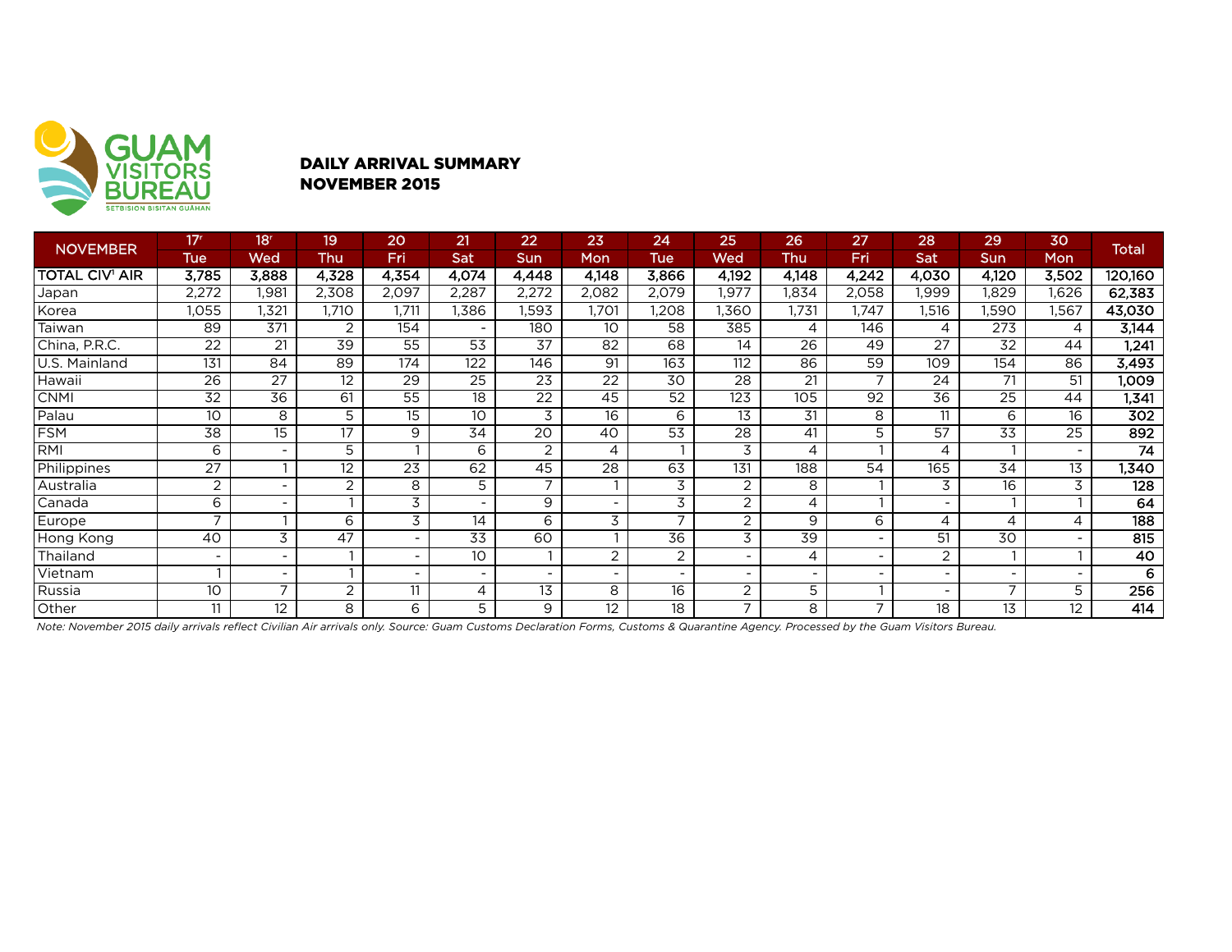GUAM VISITORS BUREAU
SETBISION BISITAN GUÅHAN

# DAILY ARRIVAL SUMMARY
## NOVEMBER 2015

| NOVEMBER | 17[r] | 18[r] | 19 | 20 | 21 | 22 | 23 | 24 | 25 | 26 | 27 | 28 | 29 | 30 | Total |
|---|---|---|---|---|---|---|---|---|---|---|---|---|---|---|---|
| | Tue | Wed | Thu | Fri | Sat | Sun | Mon | Tue | Wed | Thu | Fri | Sat | Sun | Mon | |
| **TOTAL CIV[1] AIR** | **3,785** | **3,888** | **4,328** | **4,354** | **4,074** | **4,448** | **4,148** | **3,866** | **4,192** | **4,148** | **4,242** | **4,030** | **4,120** | **3,502** | **120,160** |
| Japan | 2,272 | 1,981 | 2,308 | 2,097 | 2,287 | 2,272 | 2,082 | 2,079 | 1,977 | 1,834 | 2,058 | 1,999 | 1,829 | 1,626 | **62,383** |
| Korea | 1,055 | 1,321 | 1,710 | 1,711 | 1,386 | 1,593 | 1,701 | 1,208 | 1,360 | 1,731 | 1,747 | 1,516 | 1,590 | 1,567 | **43,030** |
| Taiwan | 89 | 371 | 2 | 154 | - | 180 | 10 | 58 | 385 | 4 | 146 | 4 | 273 | 4 | **3,144** |
| China, P.R.C. | 22 | 21 | 39 | 55 | 53 | 37 | 82 | 68 | 14 | 26 | 49 | 27 | 32 | 44 | **1,241** |
| U.S. Mainland | 131 | 84 | 89 | 174 | 122 | 146 | 91 | 163 | 112 | 86 | 59 | 109 | 154 | 86 | **3,493** |
| Hawaii | 26 | 27 | 12 | 29 | 25 | 23 | 22 | 30 | 28 | 21 | 7 | 24 | 71 | 51 | **1,009** |
| CNMI | 32 | 36 | 61 | 55 | 18 | 22 | 45 | 52 | 123 | 105 | 92 | 36 | 25 | 44 | **1,341** |
| Palau | 10 | 8 | 5 | 15 | 10 | 3 | 16 | 6 | 13 | 31 | 8 | 11 | 6 | 16 | **302** |
| FSM | 38 | 15 | 17 | 9 | 34 | 20 | 40 | 53 | 28 | 41 | 5 | 57 | 33 | 25 | **892** |
| RMI | 6 | - | 5 | 1 | 6 | 2 | 4 | 1 | 3 | 4 | 1 | 4 | 1 | - | **74** |
| Philippines | 27 | 1 | 12 | 23 | 62 | 45 | 28 | 63 | 131 | 188 | 54 | 165 | 34 | 13 | **1,340** |
| Australia | 2 | - | 2 | 8 | 5 | 7 | 1 | 3 | 2 | 8 | 1 | 3 | 16 | 3 | **128** |
| Canada | 6 | - | 1 | 3 | - | 9 | - | 3 | 2 | 4 | 1 | - | 1 | 1 | **64** |
| Europe | 7 | 1 | 6 | 3 | 14 | 6 | 3 | 7 | 2 | 9 | 6 | 4 | 4 | 4 | **188** |
| Hong Kong | 40 | 3 | 47 | - | 33 | 60 | 1 | 36 | 3 | 39 | - | 51 | 30 | - | **815** |
| Thailand | - | - | 1 | - | 10 | 1 | 2 | 2 | - | 4 | - | 2 | 1 | 1 | **40** |
| Vietnam | 1 | - | 1 | - | - | - | - | - | - | - | - | - | - | - | **6** |
| Russia | 10 | 7 | 2 | 11 | 4 | 13 | 8 | 16 | 2 | 5 | 1 | - | 7 | 5 | **256** |
| Other | 11 | 12 | 8 | 6 | 5 | 9 | 12 | 18 | 7 | 8 | 7 | 18 | 13 | 12 | **414** |

*Note: November 2015 daily arrivals reflect Civilian Air arrivals only. Source: Guam Customs Declaration Forms, Customs & Quarantine Agency. Processed by the Guam Visitors Bureau.*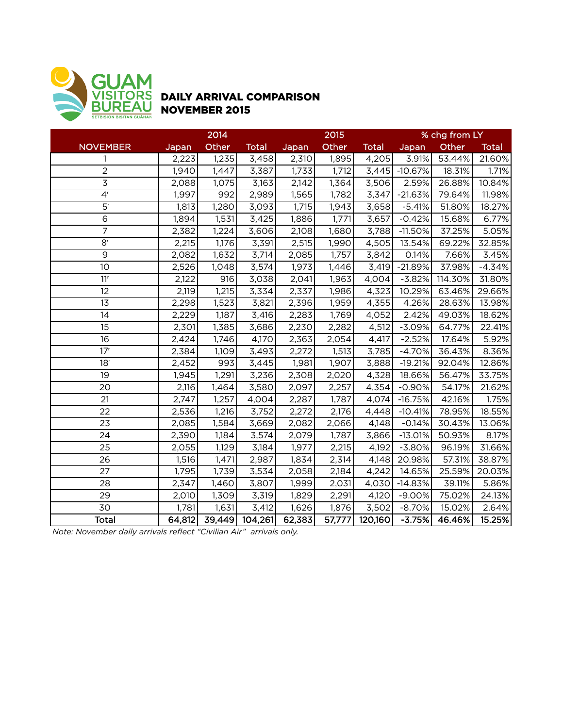GUAM VISITORS BUREAU
SETBISION BISITAN GUÅHAN

## DAILY ARRIVAL COMPARISON
## NOVEMBER 2015

| NOVEMBER | 2014 | | | 2015 | | | % chg from LY | | |
|---|---|---|---|---|---|---|---|---|---|
| | Japan | Other | Total | Japan | Other | Total | Japan | Other | Total |
| 1 | 2,223 | 1,235 | 3,458 | 2,310 | 1,895 | 4,205 | 3.91% | 53.44% | 21.60% |
| 2 | 1,940 | 1,447 | 3,387 | 1,733 | 1,712 | 3,445 | -10.67% | 18.31% | 1.71% |
| 3 | 2,088 | 1,075 | 3,163 | 2,142 | 1,364 | 3,506 | 2.59% | 26.88% | 10.84% |
| 4r | 1,997 | 992 | 2,989 | 1,565 | 1,782 | 3,347 | -21.63% | 79.64% | 11.98% |
| 5r | 1,813 | 1,280 | 3,093 | 1,715 | 1,943 | 3,658 | -5.41% | 51.80% | 18.27% |
| 6 | 1,894 | 1,531 | 3,425 | 1,886 | 1,771 | 3,657 | -0.42% | 15.68% | 6.77% |
| 7 | 2,382 | 1,224 | 3,606 | 2,108 | 1,680 | 3,788 | -11.50% | 37.25% | 5.05% |
| 8r | 2,215 | 1,176 | 3,391 | 2,515 | 1,990 | 4,505 | 13.54% | 69.22% | 32.85% |
| 9 | 2,082 | 1,632 | 3,714 | 2,085 | 1,757 | 3,842 | 0.14% | 7.66% | 3.45% |
| 10 | 2,526 | 1,048 | 3,574 | 1,973 | 1,446 | 3,419 | -21.89% | 37.98% | -4.34% |
| 11r | 2,122 | 916 | 3,038 | 2,041 | 1,963 | 4,004 | -3.82% | 114.30% | 31.80% |
| 12 | 2,119 | 1,215 | 3,334 | 2,337 | 1,986 | 4,323 | 10.29% | 63.46% | 29.66% |
| 13 | 2,298 | 1,523 | 3,821 | 2,396 | 1,959 | 4,355 | 4.26% | 28.63% | 13.98% |
| 14 | 2,229 | 1,187 | 3,416 | 2,283 | 1,769 | 4,052 | 2.42% | 49.03% | 18.62% |
| 15 | 2,301 | 1,385 | 3,686 | 2,230 | 2,282 | 4,512 | -3.09% | 64.77% | 22.41% |
| 16 | 2,424 | 1,746 | 4,170 | 2,363 | 2,054 | 4,417 | -2.52% | 17.64% | 5.92% |
| 17r | 2,384 | 1,109 | 3,493 | 2,272 | 1,513 | 3,785 | -4.70% | 36.43% | 8.36% |
| 18r | 2,452 | 993 | 3,445 | 1,981 | 1,907 | 3,888 | -19.21% | 92.04% | 12.86% |
| 19 | 1,945 | 1,291 | 3,236 | 2,308 | 2,020 | 4,328 | 18.66% | 56.47% | 33.75% |
| 20 | 2,116 | 1,464 | 3,580 | 2,097 | 2,257 | 4,354 | -0.90% | 54.17% | 21.62% |
| 21 | 2,747 | 1,257 | 4,004 | 2,287 | 1,787 | 4,074 | -16.75% | 42.16% | 1.75% |
| 22 | 2,536 | 1,216 | 3,752 | 2,272 | 2,176 | 4,448 | -10.41% | 78.95% | 18.55% |
| 23 | 2,085 | 1,584 | 3,669 | 2,082 | 2,066 | 4,148 | -0.14% | 30.43% | 13.06% |
| 24 | 2,390 | 1,184 | 3,574 | 2,079 | 1,787 | 3,866 | -13.01% | 50.93% | 8.17% |
| 25 | 2,055 | 1,129 | 3,184 | 1,977 | 2,215 | 4,192 | -3.80% | 96.19% | 31.66% |
| 26 | 1,516 | 1,471 | 2,987 | 1,834 | 2,314 | 4,148 | 20.98% | 57.31% | 38.87% |
| 27 | 1,795 | 1,739 | 3,534 | 2,058 | 2,184 | 4,242 | 14.65% | 25.59% | 20.03% |
| 28 | 2,347 | 1,460 | 3,807 | 1,999 | 2,031 | 4,030 | -14.83% | 39.11% | 5.86% |
| 29 | 2,010 | 1,309 | 3,319 | 1,829 | 2,291 | 4,120 | -9.00% | 75.02% | 24.13% |
| 30 | 1,781 | 1,631 | 3,412 | 1,626 | 1,876 | 3,502 | -8.70% | 15.02% | 2.64% |
| **Total** | **64,812** | **39,449** | **104,261** | **62,383** | **57,777** | **120,160** | **-3.75%** | **46.46%** | **15.25%** |

*Note: November daily arrivals reflect "Civilian Air" arrivals only.*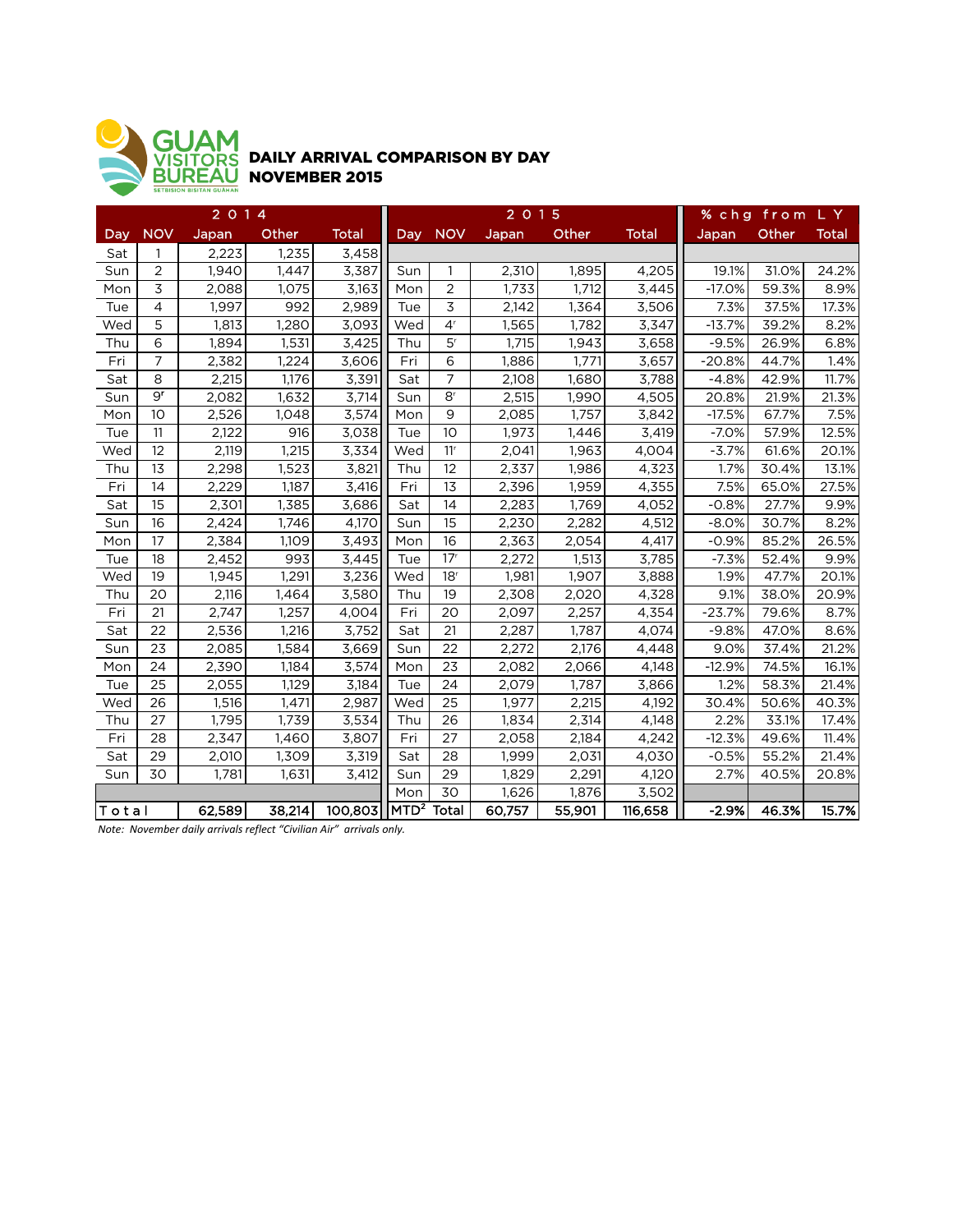# GUAM VISITORS BUREAU

## DAILY ARRIVAL COMPARISON BY DAY NOVEMBER 2015

| 2014 | | | | | 2015 | | | | | % chg from LY | | |
|---|---|---|---|---|---|---|---|---|---|---|---|---|
| Day | NOV | Japan | Other | Total | Day | NOV | Japan | Other | Total | Japan | Other | Total |
| Sat | 1 | 2,223 | 1,235 | 3,458 | | | | | | | | |
| Sun | 2 | 1,940 | 1,447 | 3,387 | Sun | 1 | 2,310 | 1,895 | 4,205 | 19.1% | 31.0% | 24.2% |
| Mon | 3 | 2,088 | 1,075 | 3,163 | Mon | 2 | 1,733 | 1,712 | 3,445 | -17.0% | 59.3% | 8.9% |
| Tue | 4 | 1,997 | 992 | 2,989 | Tue | 3 | 2,142 | 1,364 | 3,506 | 7.3% | 37.5% | 17.3% |
| Wed | 5 | 1,813 | 1,280 | 3,093 | Wed | 4r | 1,565 | 1,782 | 3,347 | -13.7% | 39.2% | 8.2% |
| Thu | 6 | 1,894 | 1,531 | 3,425 | Thu | 5r | 1,715 | 1,943 | 3,658 | -9.5% | 26.9% | 6.8% |
| Fri | 7 | 2,382 | 1,224 | 3,606 | Fri | 6 | 1,886 | 1,771 | 3,657 | -20.8% | 44.7% | 1.4% |
| Sat | 8 | 2,215 | 1,176 | 3,391 | Sat | 7 | 2,108 | 1,680 | 3,788 | -4.8% | 42.9% | 11.7% |
| Sun | 9r | 2,082 | 1,632 | 3,714 | Sun | 8r | 2,515 | 1,990 | 4,505 | 20.8% | 21.9% | 21.3% |
| Mon | 10 | 2,526 | 1,048 | 3,574 | Mon | 9 | 2,085 | 1,757 | 3,842 | -17.5% | 67.7% | 7.5% |
| Tue | 11 | 2,122 | 916 | 3,038 | Tue | 10 | 1,973 | 1,446 | 3,419 | -7.0% | 57.9% | 12.5% |
| Wed | 12 | 2,119 | 1,215 | 3,334 | Wed | 11r | 2,041 | 1,963 | 4,004 | -3.7% | 61.6% | 20.1% |
| Thu | 13 | 2,298 | 1,523 | 3,821 | Thu | 12 | 2,337 | 1,986 | 4,323 | 1.7% | 30.4% | 13.1% |
| Fri | 14 | 2,229 | 1,187 | 3,416 | Fri | 13 | 2,396 | 1,959 | 4,355 | 7.5% | 65.0% | 27.5% |
| Sat | 15 | 2,301 | 1,385 | 3,686 | Sat | 14 | 2,283 | 1,769 | 4,052 | -0.8% | 27.7% | 9.9% |
| Sun | 16 | 2,424 | 1,746 | 4,170 | Sun | 15 | 2,230 | 2,282 | 4,512 | -8.0% | 30.7% | 8.2% |
| Mon | 17 | 2,384 | 1,109 | 3,493 | Mon | 16 | 2,363 | 2,054 | 4,417 | -0.9% | 85.2% | 26.5% |
| Tue | 18 | 2,452 | 993 | 3,445 | Tue | 17r | 2,272 | 1,513 | 3,785 | -7.3% | 52.4% | 9.9% |
| Wed | 19 | 1,945 | 1,291 | 3,236 | Wed | 18r | 1,981 | 1,907 | 3,888 | 1.9% | 47.7% | 20.1% |
| Thu | 20 | 2,116 | 1,464 | 3,580 | Thu | 19 | 2,308 | 2,020 | 4,328 | 9.1% | 38.0% | 20.9% |
| Fri | 21 | 2,747 | 1,257 | 4,004 | Fri | 20 | 2,097 | 2,257 | 4,354 | -23.7% | 79.6% | 8.7% |
| Sat | 22 | 2,536 | 1,216 | 3,752 | Sat | 21 | 2,287 | 1,787 | 4,074 | -9.8% | 47.0% | 8.6% |
| Sun | 23 | 2,085 | 1,584 | 3,669 | Sun | 22 | 2,272 | 2,176 | 4,448 | 9.0% | 37.4% | 21.2% |
| Mon | 24 | 2,390 | 1,184 | 3,574 | Mon | 23 | 2,082 | 2,066 | 4,148 | -12.9% | 74.5% | 16.1% |
| Tue | 25 | 2,055 | 1,129 | 3,184 | Tue | 24 | 2,079 | 1,787 | 3,866 | 1.2% | 58.3% | 21.4% |
| Wed | 26 | 1,516 | 1,471 | 2,987 | Wed | 25 | 1,977 | 2,215 | 4,192 | 30.4% | 50.6% | 40.3% |
| Thu | 27 | 1,795 | 1,739 | 3,534 | Thu | 26 | 1,834 | 2,314 | 4,148 | 2.2% | 33.1% | 17.4% |
| Fri | 28 | 2,347 | 1,460 | 3,807 | Fri | 27 | 2,058 | 2,184 | 4,242 | -12.3% | 49.6% | 11.4% |
| Sat | 29 | 2,010 | 1,309 | 3,319 | Sat | 28 | 1,999 | 2,031 | 4,030 | -0.5% | 55.2% | 21.4% |
| Sun | 30 | 1,781 | 1,631 | 3,412 | Sun | 29 | 1,829 | 2,291 | 4,120 | 2.7% | 40.5% | 20.8% |
| | | | | | Mon | 30 | 1,626 | 1,876 | 3,502 | | | |
| **Total** | | **62,589** | **38,214** | **100,803** | **MTD[2]** | **Total** | **60,757** | **55,901** | **116,658** | **-2.9%** | **46.3%** | **15.7%** |

*Note: November daily arrivals reflect "Civilian Air" arrivals only.*